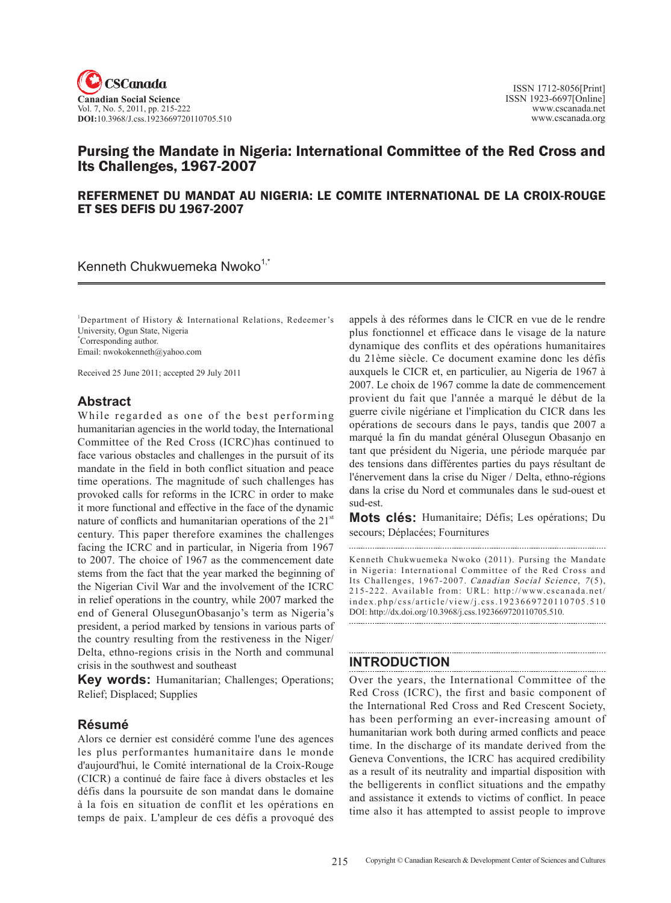# Pursing the Mandate in Nigeria: International Committee of the Red Cross and Its Challenges, 1967-2007

## REFERMENET DU MANDAT AU NIGERIA: LE COMITE INTERNATIONAL DE LA CROIX-ROUGE ET SES DEFIS DU 1967-2007

Kenneth Chukwuemeka Nwoko[1,*]

[1]Department of History & International Relations, Redeemer's University, Ogun State, Nigeria
[*]Corresponding author.
Email: nwokokenneth@yahoo.com

Received 25 June 2011; accepted 29 July 2011

## Abstract

While regarded as one of the best performing humanitarian agencies in the world today, the International Committee of the Red Cross (ICRC) has continued to face various obstacles and challenges in the pursuit of its mandate in the field in both conflict situation and peace time operations. The magnitude of such challenges has provoked calls for reforms in the ICRC in order to make it more functional and effective in the face of the dynamic nature of conflicts and humanitarian operations of the 21st century. This paper therefore examines the challenges facing the ICRC and in particular, in Nigeria from 1967 to 2007. The choice of 1967 as the commencement date stems from the fact that the year marked the beginning of the Nigerian Civil War and the involvement of the ICRC in relief operations in the country, while 2007 marked the end of General OlusegunObasanjo's term as Nigeria's president, a period marked by tensions in various parts of the country resulting from the restiveness in the Niger/Delta, ethno-regions crisis in the North and communal crisis in the southwest and southeast

**Key words:** Humanitarian; Challenges; Operations; Relief; Displaced; Supplies

## Résumé

Alors ce dernier est considéré comme l'une des agences les plus performantes humanitaire dans le monde d'aujourd'hui, le Comité international de la Croix-Rouge (CICR) a continué de faire face à divers obstacles et les défis dans la poursuite de son mandat dans le domaine à la fois en situation de conflit et les opérations en temps de paix. L'ampleur de ces défis a provoqué des appels à des réformes dans le CICR en vue de le rendre plus fonctionnel et efficace dans le visage de la nature dynamique des conflits et des opérations humanitaires du 21ème siècle. Ce document examine donc les défis auxquels le CICR et, en particulier, au Nigeria de 1967 à 2007. Le choix de 1967 comme la date de commencement provient du fait que l'année a marqué le début de la guerre civile nigériane et l'implication du CICR dans les opérations de secours dans le pays, tandis que 2007 a marqué la fin du mandat général Olusegun Obasanjo en tant que président du Nigeria, une période marquée par des tensions dans différentes parties du pays résultant de l'énervement dans la crise du Niger / Delta, ethno-régions dans la crise du Nord et communales dans le sud-ouest et sud-est.

**Mots clés:** Humanitaire; Défis; Les opérations; Du secours; Déplacées; Fournitures

Kenneth Chukwuemeka Nwoko (2011). Pursing the Mandate in Nigeria: International Committee of the Red Cross and Its Challenges, 1967-2007. *Canadian Social Science*, *7*(5), 215-222. Available from: URL: http://www.cscanada.net/index.php/css/article/view/j.css.1923669720110705.510
DOI: http://dx.doi.org/10.3968/j.css.1923669720110705.510.

## INTRODUCTION

Over the years, the International Committee of the Red Cross (ICRC), the first and basic component of the International Red Cross and Red Crescent Society, has been performing an ever-increasing amount of humanitarian work both during armed conflicts and peace time. In the discharge of its mandate derived from the Geneva Conventions, the ICRC has acquired credibility as a result of its neutrality and impartial disposition with the belligerents in conflict situations and the empathy and assistance it extends to victims of conflict. In peace time also it has attempted to assist people to improve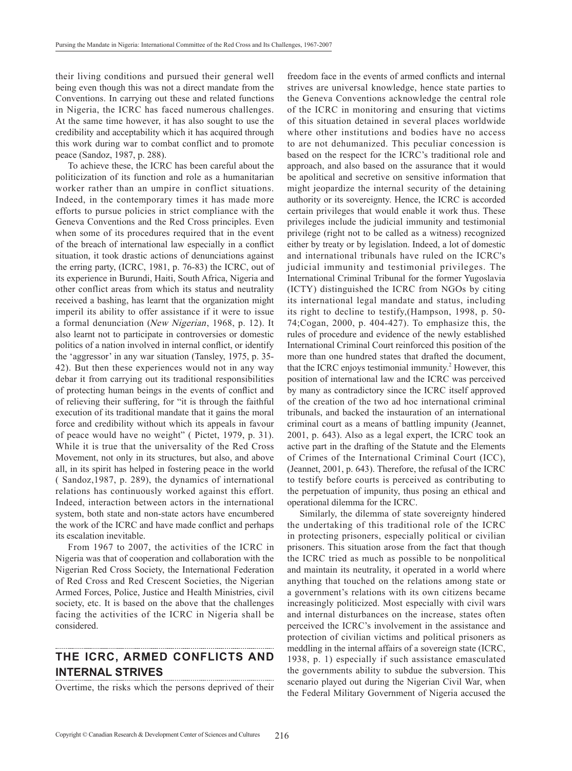their living conditions and pursued their general well being even though this was not a direct mandate from the Conventions. In carrying out these and related functions in Nigeria, the ICRC has faced numerous challenges. At the same time however, it has also sought to use the credibility and acceptability which it has acquired through this work during war to combat conflict and to promote peace (Sandoz, 1987, p. 288).

To achieve these, the ICRC has been careful about the politicization of its function and role as a humanitarian worker rather than an umpire in conflict situations. Indeed, in the contemporary times it has made more efforts to pursue policies in strict compliance with the Geneva Conventions and the Red Cross principles. Even when some of its procedures required that in the event of the breach of international law especially in a conflict situation, it took drastic actions of denunciations against the erring party, (ICRC, 1981, p. 76-83) the ICRC, out of its experience in Burundi, Haiti, South Africa, Nigeria and other conflict areas from which its status and neutrality received a bashing, has learnt that the organization might imperil its ability to offer assistance if it were to issue a formal denunciation (*New Nigerian*, 1968, p. 12). It also learnt not to participate in controversies or domestic politics of a nation involved in internal conflict, or identify the 'aggressor' in any war situation (Tansley, 1975, p. 35-42). But then these experiences would not in any way debar it from carrying out its traditional responsibilities of protecting human beings in the events of conflict and of relieving their suffering, for "it is through the faithful execution of its traditional mandate that it gains the moral force and credibility without which its appeals in favour of peace would have no weight" ( Pictet, 1979, p. 31). While it is true that the universality of the Red Cross Movement, not only in its structures, but also, and above all, in its spirit has helped in fostering peace in the world ( Sandoz,1987, p. 289), the dynamics of international relations has continuously worked against this effort. Indeed, interaction between actors in the international system, both state and non-state actors have encumbered the work of the ICRC and have made conflict and perhaps its escalation inevitable.

From 1967 to 2007, the activities of the ICRC in Nigeria was that of cooperation and collaboration with the Nigerian Red Cross Society, the International Federation of Red Cross and Red Crescent Societies, the Nigerian Armed Forces, Police, Justice and Health Ministries, civil society, etc. It is based on the above that the challenges facing the activities of the ICRC in Nigeria shall be considered.

## THE ICRC, ARMED CONFLICTS AND INTERNAL STRIVES

Overtime, the risks which the persons deprived of their freedom face in the events of armed conflicts and internal strives are universal knowledge, hence state parties to the Geneva Conventions acknowledge the central role of the ICRC in monitoring and ensuring that victims of this situation detained in several places worldwide where other institutions and bodies have no access to are not dehumanized. This peculiar concession is based on the respect for the ICRC's traditional role and approach, and also based on the assurance that it would be apolitical and secretive on sensitive information that might jeopardize the internal security of the detaining authority or its sovereignty. Hence, the ICRC is accorded certain privileges that would enable it work thus. These privileges include the judicial immunity and testimonial privilege (right not to be called as a witness) recognized either by treaty or by legislation. Indeed, a lot of domestic and international tribunals have ruled on the ICRC's judicial immunity and testimonial privileges. The International Criminal Tribunal for the former Yugoslavia (ICTY) distinguished the ICRC from NGOs by citing its international legal mandate and status, including its right to decline to testify,(Hampson, 1998, p. 50-74;Cogan, 2000, p. 404-427). To emphasize this, the rules of procedure and evidence of the newly established International Criminal Court reinforced this position of the more than one hundred states that drafted the document, that the ICRC enjoys testimonial immunity.[2] However, this position of international law and the ICRC was perceived by many as contradictory since the ICRC itself approved of the creation of the two ad hoc international criminal tribunals, and backed the instauration of an international criminal court as a means of battling impunity (Jeannet, 2001, p. 643). Also as a legal expert, the ICRC took an active part in the drafting of the Statute and the Elements of Crimes of the International Criminal Court (ICC), (Jeannet, 2001, p. 643). Therefore, the refusal of the ICRC to testify before courts is perceived as contributing to the perpetuation of impunity, thus posing an ethical and operational dilemma for the ICRC.

Similarly, the dilemma of state sovereignty hindered the undertaking of this traditional role of the ICRC in protecting prisoners, especially political or civilian prisoners. This situation arose from the fact that though the ICRC tried as much as possible to be nonpolitical and maintain its neutrality, it operated in a world where anything that touched on the relations among state or a government's relations with its own citizens became increasingly politicized. Most especially with civil wars and internal disturbances on the increase, states often perceived the ICRC's involvement in the assistance and protection of civilian victims and political prisoners as meddling in the internal affairs of a sovereign state (ICRC, 1938, p. 1) especially if such assistance emasculated the governments ability to subdue the subversion. This scenario played out during the Nigerian Civil War, when the Federal Military Government of Nigeria accused the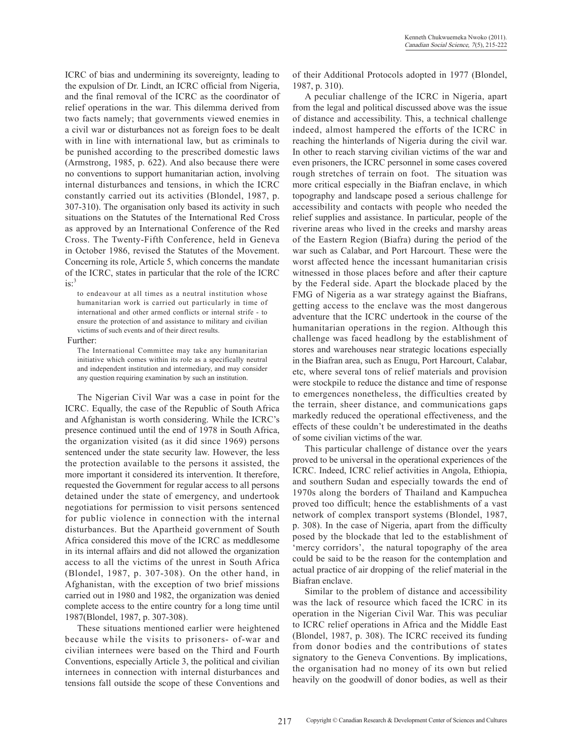ICRC of bias and undermining its sovereignty, leading to the expulsion of Dr. Lindt, an ICRC official from Nigeria, and the final removal of the ICRC as the coordinator of relief operations in the war. This dilemma derived from two facts namely; that governments viewed enemies in a civil war or disturbances not as foreign foes to be dealt with in line with international law, but as criminals to be punished according to the prescribed domestic laws (Armstrong, 1985, p. 622). And also because there were no conventions to support humanitarian action, involving internal disturbances and tensions, in which the ICRC constantly carried out its activities (Blondel, 1987, p. 307-310). The organisation only based its activity in such situations on the Statutes of the International Red Cross as approved by an International Conference of the Red Cross. The Twenty-Fifth Conference, held in Geneva in October 1986, revised the Statutes of the Movement. Concerning its role, Article 5, which concerns the mandate of the ICRC, states in particular that the role of the ICRC is:[3]

> to endeavour at all times as a neutral institution whose humanitarian work is carried out particularly in time of international and other armed conflicts or internal strife - to ensure the protection of and assistance to military and civilian victims of such events and of their direct results.

Further:

> The International Committee may take any humanitarian initiative which comes within its role as a specifically neutral and independent institution and intermediary, and may consider any question requiring examination by such an institution.

The Nigerian Civil War was a case in point for the ICRC. Equally, the case of the Republic of South Africa and Afghanistan is worth considering. While the ICRC's presence continued until the end of 1978 in South Africa, the organization visited (as it did since 1969) persons sentenced under the state security law. However, the less the protection available to the persons it assisted, the more important it considered its intervention. It therefore, requested the Government for regular access to all persons detained under the state of emergency, and undertook negotiations for permission to visit persons sentenced for public violence in connection with the internal disturbances. But the Apartheid government of South Africa considered this move of the ICRC as meddlesome in its internal affairs and did not allowed the organization access to all the victims of the unrest in South Africa (Blondel, 1987, p. 307-308). On the other hand, in Afghanistan, with the exception of two brief missions carried out in 1980 and 1982, the organization was denied complete access to the entire country for a long time until 1987(Blondel, 1987, p. 307-308).

These situations mentioned earlier were heightened because while the visits to prisoners- of-war and civilian internees were based on the Third and Fourth Conventions, especially Article 3, the political and civilian internees in connection with internal disturbances and tensions fall outside the scope of these Conventions and of their Additional Protocols adopted in 1977 (Blondel, 1987, p. 310).

A peculiar challenge of the ICRC in Nigeria, apart from the legal and political discussed above was the issue of distance and accessibility. This, a technical challenge indeed, almost hampered the efforts of the ICRC in reaching the hinterlands of Nigeria during the civil war. In other to reach starving civilian victims of the war and even prisoners, the ICRC personnel in some cases covered rough stretches of terrain on foot. The situation was more critical especially in the Biafran enclave, in which topography and landscape posed a serious challenge for accessibility and contacts with people who needed the relief supplies and assistance. In particular, people of the riverine areas who lived in the creeks and marshy areas of the Eastern Region (Biafra) during the period of the war such as Calabar, and Port Harcourt. These were the worst affected hence the incessant humanitarian crisis witnessed in those places before and after their capture by the Federal side. Apart the blockade placed by the FMG of Nigeria as a war strategy against the Biafrans, getting access to the enclave was the most dangerous adventure that the ICRC undertook in the course of the humanitarian operations in the region. Although this challenge was faced headlong by the establishment of stores and warehouses near strategic locations especially in the Biafran area, such as Enugu, Port Harcourt, Calabar, etc, where several tons of relief materials and provision were stockpile to reduce the distance and time of response to emergences nonetheless, the difficulties created by the terrain, sheer distance, and communications gaps markedly reduced the operational effectiveness, and the effects of these couldn't be underestimated in the deaths of some civilian victims of the war.

This particular challenge of distance over the years proved to be universal in the operational experiences of the ICRC. Indeed, ICRC relief activities in Angola, Ethiopia, and southern Sudan and especially towards the end of 1970s along the borders of Thailand and Kampuchea proved too difficult; hence the establishments of a vast network of complex transport systems (Blondel, 1987, p. 308). In the case of Nigeria, apart from the difficulty posed by the blockade that led to the establishment of 'mercy corridors', the natural topography of the area could be said to be the reason for the contemplation and actual practice of air dropping of the relief material in the Biafran enclave.

Similar to the problem of distance and accessibility was the lack of resource which faced the ICRC in its operation in the Nigerian Civil War. This was peculiar to ICRC relief operations in Africa and the Middle East (Blondel, 1987, p. 308). The ICRC received its funding from donor bodies and the contributions of states signatory to the Geneva Conventions. By implications, the organisation had no money of its own but relied heavily on the goodwill of donor bodies, as well as their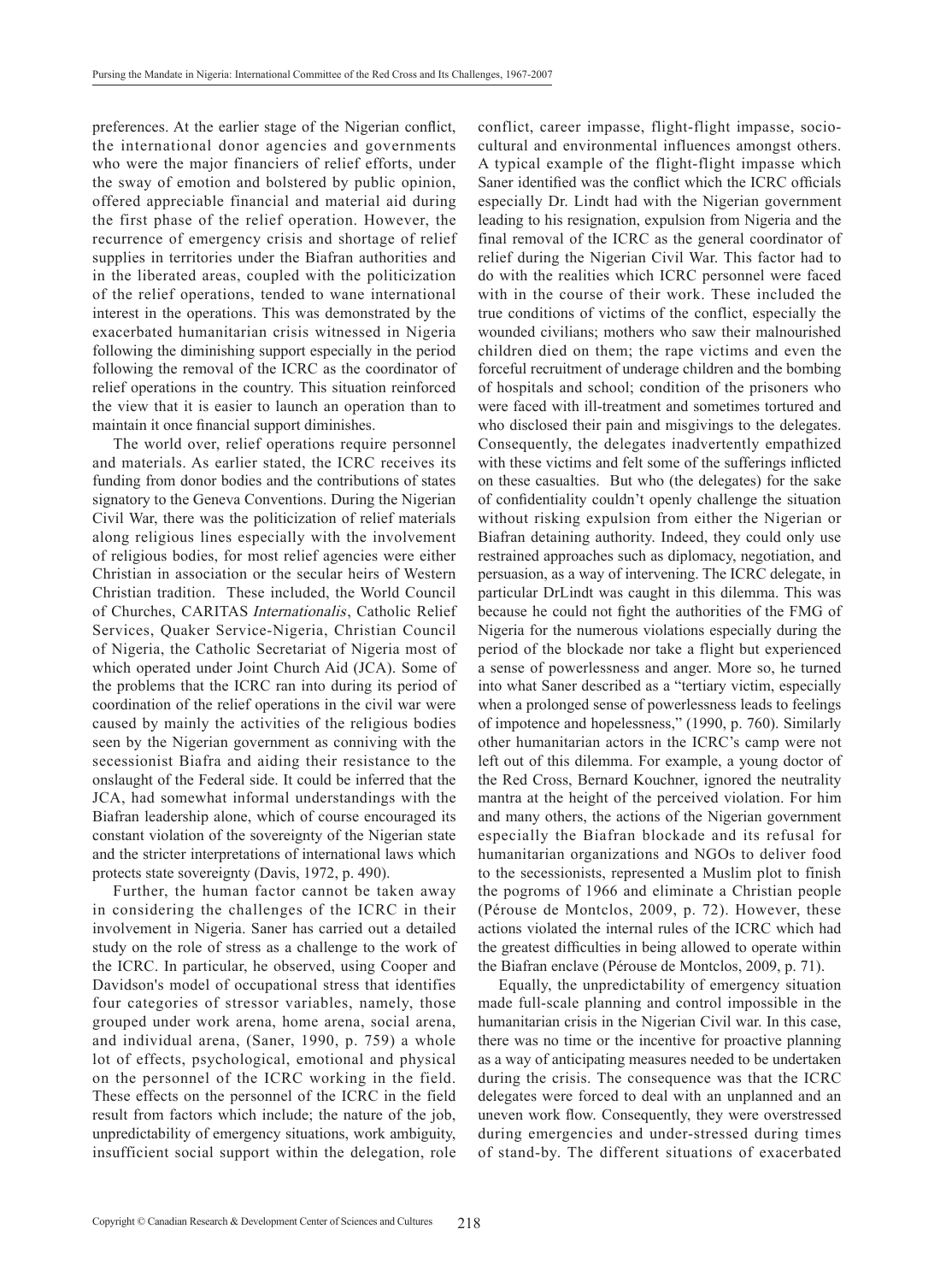preferences. At the earlier stage of the Nigerian conflict, the international donor agencies and governments who were the major financiers of relief efforts, under the sway of emotion and bolstered by public opinion, offered appreciable financial and material aid during the first phase of the relief operation. However, the recurrence of emergency crisis and shortage of relief supplies in territories under the Biafran authorities and in the liberated areas, coupled with the politicization of the relief operations, tended to wane international interest in the operations. This was demonstrated by the exacerbated humanitarian crisis witnessed in Nigeria following the diminishing support especially in the period following the removal of the ICRC as the coordinator of relief operations in the country. This situation reinforced the view that it is easier to launch an operation than to maintain it once financial support diminishes.

The world over, relief operations require personnel and materials. As earlier stated, the ICRC receives its funding from donor bodies and the contributions of states signatory to the Geneva Conventions. During the Nigerian Civil War, there was the politicization of relief materials along religious lines especially with the involvement of religious bodies, for most relief agencies were either Christian in association or the secular heirs of Western Christian tradition. These included, the World Council of Churches, CARITAS *Internationalis*, Catholic Relief Services, Quaker Service-Nigeria, Christian Council of Nigeria, the Catholic Secretariat of Nigeria most of which operated under Joint Church Aid (JCA). Some of the problems that the ICRC ran into during its period of coordination of the relief operations in the civil war were caused by mainly the activities of the religious bodies seen by the Nigerian government as conniving with the secessionist Biafra and aiding their resistance to the onslaught of the Federal side. It could be inferred that the JCA, had somewhat informal understandings with the Biafran leadership alone, which of course encouraged its constant violation of the sovereignty of the Nigerian state and the stricter interpretations of international laws which protects state sovereignty (Davis, 1972, p. 490).

Further, the human factor cannot be taken away in considering the challenges of the ICRC in their involvement in Nigeria. Saner has carried out a detailed study on the role of stress as a challenge to the work of the ICRC. In particular, he observed, using Cooper and Davidson's model of occupational stress that identifies four categories of stressor variables, namely, those grouped under work arena, home arena, social arena, and individual arena, (Saner, 1990, p. 759) a whole lot of effects, psychological, emotional and physical on the personnel of the ICRC working in the field. These effects on the personnel of the ICRC in the field result from factors which include; the nature of the job, unpredictability of emergency situations, work ambiguity, insufficient social support within the delegation, role conflict, career impasse, flight-flight impasse, socio-cultural and environmental influences amongst others. A typical example of the flight-flight impasse which Saner identified was the conflict which the ICRC officials especially Dr. Lindt had with the Nigerian government leading to his resignation, expulsion from Nigeria and the final removal of the ICRC as the general coordinator of relief during the Nigerian Civil War. This factor had to do with the realities which ICRC personnel were faced with in the course of their work. These included the true conditions of victims of the conflict, especially the wounded civilians; mothers who saw their malnourished children died on them; the rape victims and even the forceful recruitment of underage children and the bombing of hospitals and school; condition of the prisoners who were faced with ill-treatment and sometimes tortured and who disclosed their pain and misgivings to the delegates. Consequently, the delegates inadvertently empathized with these victims and felt some of the sufferings inflicted on these casualties. But who (the delegates) for the sake of confidentiality couldn't openly challenge the situation without risking expulsion from either the Nigerian or Biafran detaining authority. Indeed, they could only use restrained approaches such as diplomacy, negotiation, and persuasion, as a way of intervening. The ICRC delegate, in particular DrLindt was caught in this dilemma. This was because he could not fight the authorities of the FMG of Nigeria for the numerous violations especially during the period of the blockade nor take a flight but experienced a sense of powerlessness and anger. More so, he turned into what Saner described as a "tertiary victim, especially when a prolonged sense of powerlessness leads to feelings of impotence and hopelessness," (1990, p. 760). Similarly other humanitarian actors in the ICRC's camp were not left out of this dilemma. For example, a young doctor of the Red Cross, Bernard Kouchner, ignored the neutrality mantra at the height of the perceived violation. For him and many others, the actions of the Nigerian government especially the Biafran blockade and its refusal for humanitarian organizations and NGOs to deliver food to the secessionists, represented a Muslim plot to finish the pogroms of 1966 and eliminate a Christian people (Pérouse de Montclos, 2009, p. 72). However, these actions violated the internal rules of the ICRC which had the greatest difficulties in being allowed to operate within the Biafran enclave (Pérouse de Montclos, 2009, p. 71).

Equally, the unpredictability of emergency situation made full-scale planning and control impossible in the humanitarian crisis in the Nigerian Civil war. In this case, there was no time or the incentive for proactive planning as a way of anticipating measures needed to be undertaken during the crisis. The consequence was that the ICRC delegates were forced to deal with an unplanned and an uneven work flow. Consequently, they were overstressed during emergencies and under-stressed during times of stand-by. The different situations of exacerbated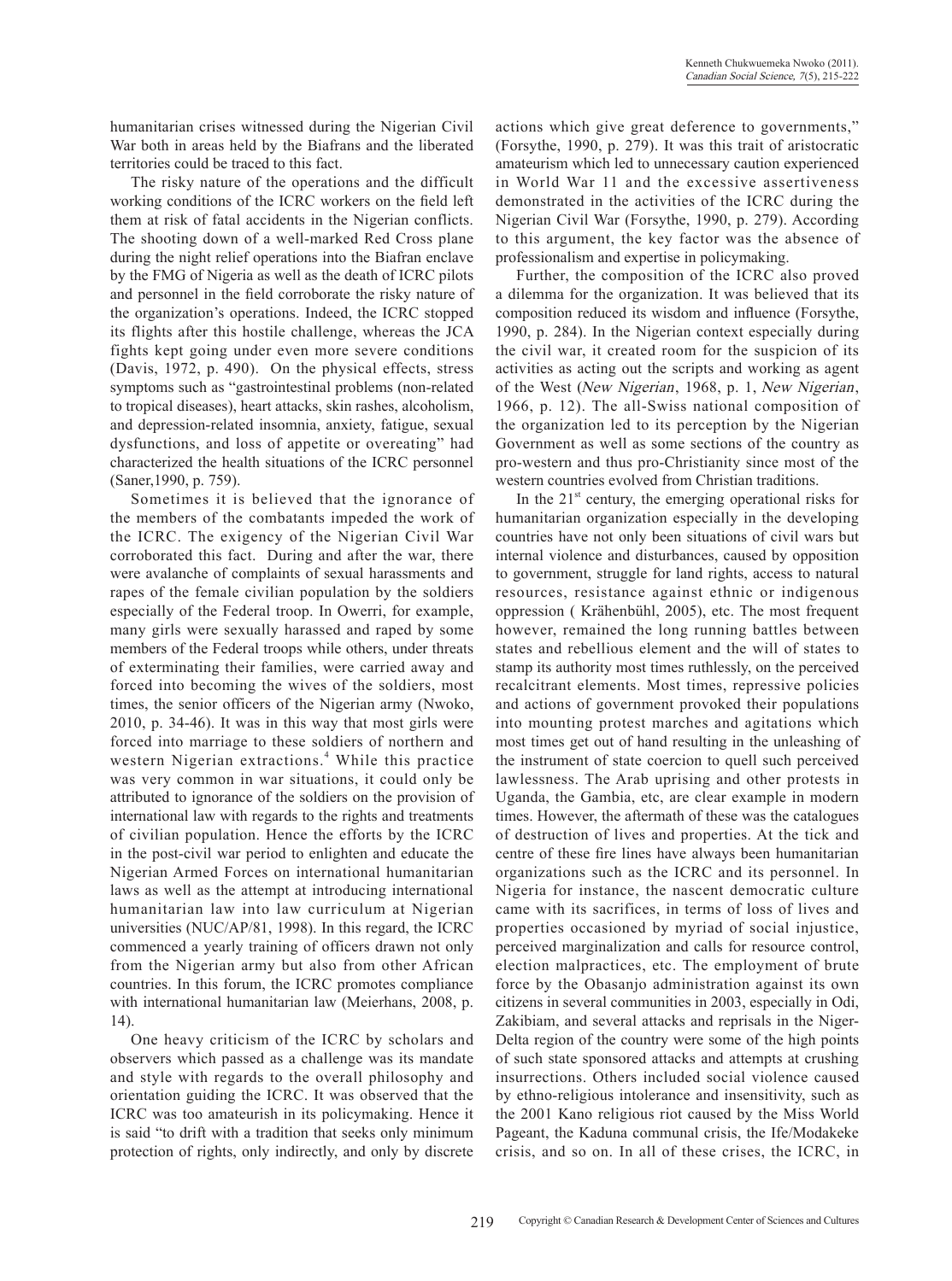humanitarian crises witnessed during the Nigerian Civil War both in areas held by the Biafrans and the liberated territories could be traced to this fact.

The risky nature of the operations and the difficult working conditions of the ICRC workers on the field left them at risk of fatal accidents in the Nigerian conflicts. The shooting down of a well-marked Red Cross plane during the night relief operations into the Biafran enclave by the FMG of Nigeria as well as the death of ICRC pilots and personnel in the field corroborate the risky nature of the organization's operations. Indeed, the ICRC stopped its flights after this hostile challenge, whereas the JCA fights kept going under even more severe conditions (Davis, 1972, p. 490). On the physical effects, stress symptoms such as "gastrointestinal problems (non-related to tropical diseases), heart attacks, skin rashes, alcoholism, and depression-related insomnia, anxiety, fatigue, sexual dysfunctions, and loss of appetite or overeating" had characterized the health situations of the ICRC personnel (Saner,1990, p. 759).

Sometimes it is believed that the ignorance of the members of the combatants impeded the work of the ICRC. The exigency of the Nigerian Civil War corroborated this fact. During and after the war, there were avalanche of complaints of sexual harassments and rapes of the female civilian population by the soldiers especially of the Federal troop. In Owerri, for example, many girls were sexually harassed and raped by some members of the Federal troops while others, under threats of exterminating their families, were carried away and forced into becoming the wives of the soldiers, most times, the senior officers of the Nigerian army (Nwoko, 2010, p. 34-46). It was in this way that most girls were forced into marriage to these soldiers of northern and western Nigerian extractions.[4] While this practice was very common in war situations, it could only be attributed to ignorance of the soldiers on the provision of international law with regards to the rights and treatments of civilian population. Hence the efforts by the ICRC in the post-civil war period to enlighten and educate the Nigerian Armed Forces on international humanitarian laws as well as the attempt at introducing international humanitarian law into law curriculum at Nigerian universities (NUC/AP/81, 1998). In this regard, the ICRC commenced a yearly training of officers drawn not only from the Nigerian army but also from other African countries. In this forum, the ICRC promotes compliance with international humanitarian law (Meierhans, 2008, p. 14).

One heavy criticism of the ICRC by scholars and observers which passed as a challenge was its mandate and style with regards to the overall philosophy and orientation guiding the ICRC. It was observed that the ICRC was too amateurish in its policymaking. Hence it is said "to drift with a tradition that seeks only minimum protection of rights, only indirectly, and only by discrete actions which give great deference to governments," (Forsythe, 1990, p. 279). It was this trait of aristocratic amateurism which led to unnecessary caution experienced in World War 11 and the excessive assertiveness demonstrated in the activities of the ICRC during the Nigerian Civil War (Forsythe, 1990, p. 279). According to this argument, the key factor was the absence of professionalism and expertise in policymaking.

Further, the composition of the ICRC also proved a dilemma for the organization. It was believed that its composition reduced its wisdom and influence (Forsythe, 1990, p. 284). In the Nigerian context especially during the civil war, it created room for the suspicion of its activities as acting out the scripts and working as agent of the West (*New Nigerian*, 1968, p. 1, *New Nigerian*, 1966, p. 12). The all-Swiss national composition of the organization led to its perception by the Nigerian Government as well as some sections of the country as pro-western and thus pro-Christianity since most of the western countries evolved from Christian traditions.

In the 21st century, the emerging operational risks for humanitarian organization especially in the developing countries have not only been situations of civil wars but internal violence and disturbances, caused by opposition to government, struggle for land rights, access to natural resources, resistance against ethnic or indigenous oppression ( Krähenbühl, 2005), etc. The most frequent however, remained the long running battles between states and rebellious element and the will of states to stamp its authority most times ruthlessly, on the perceived recalcitrant elements. Most times, repressive policies and actions of government provoked their populations into mounting protest marches and agitations which most times get out of hand resulting in the unleashing of the instrument of state coercion to quell such perceived lawlessness. The Arab uprising and other protests in Uganda, the Gambia, etc, are clear example in modern times. However, the aftermath of these was the catalogues of destruction of lives and properties. At the tick and centre of these fire lines have always been humanitarian organizations such as the ICRC and its personnel. In Nigeria for instance, the nascent democratic culture came with its sacrifices, in terms of loss of lives and properties occasioned by myriad of social injustice, perceived marginalization and calls for resource control, election malpractices, etc. The employment of brute force by the Obasanjo administration against its own citizens in several communities in 2003, especially in Odi, Zakibiam, and several attacks and reprisals in the Niger-Delta region of the country were some of the high points of such state sponsored attacks and attempts at crushing insurrections. Others included social violence caused by ethno-religious intolerance and insensitivity, such as the 2001 Kano religious riot caused by the Miss World Pageant, the Kaduna communal crisis, the Ife/Modakeke crisis, and so on. In all of these crises, the ICRC, in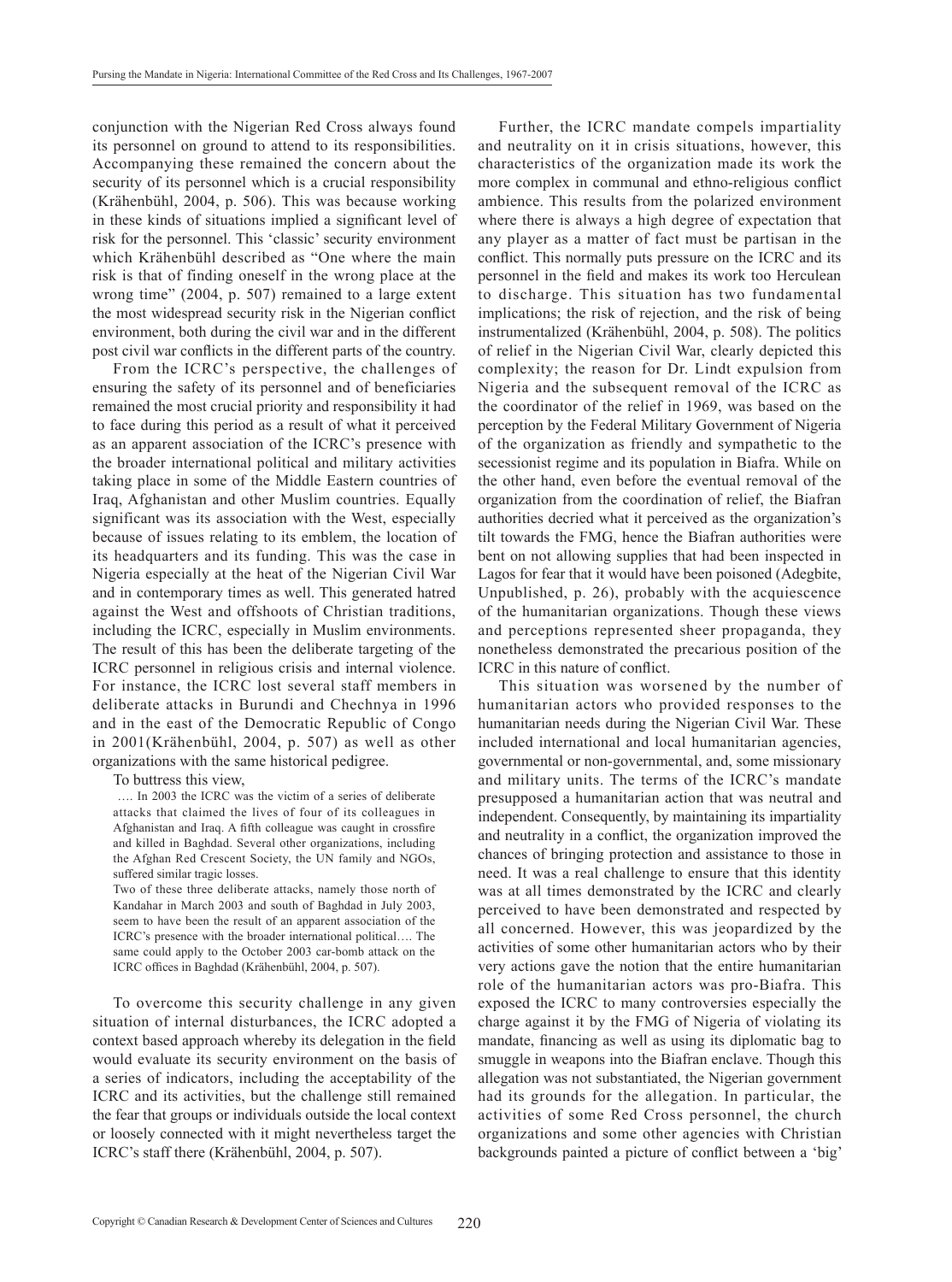conjunction with the Nigerian Red Cross always found its personnel on ground to attend to its responsibilities. Accompanying these remained the concern about the security of its personnel which is a crucial responsibility (Krähenbühl, 2004, p. 506). This was because working in these kinds of situations implied a significant level of risk for the personnel. This 'classic' security environment which Krähenbühl described as "One where the main risk is that of finding oneself in the wrong place at the wrong time" (2004, p. 507) remained to a large extent the most widespread security risk in the Nigerian conflict environment, both during the civil war and in the different post civil war conflicts in the different parts of the country.

From the ICRC's perspective, the challenges of ensuring the safety of its personnel and of beneficiaries remained the most crucial priority and responsibility it had to face during this period as a result of what it perceived as an apparent association of the ICRC's presence with the broader international political and military activities taking place in some of the Middle Eastern countries of Iraq, Afghanistan and other Muslim countries. Equally significant was its association with the West, especially because of issues relating to its emblem, the location of its headquarters and its funding. This was the case in Nigeria especially at the heat of the Nigerian Civil War and in contemporary times as well. This generated hatred against the West and offshoots of Christian traditions, including the ICRC, especially in Muslim environments. The result of this has been the deliberate targeting of the ICRC personnel in religious crisis and internal violence. For instance, the ICRC lost several staff members in deliberate attacks in Burundi and Chechnya in 1996 and in the east of the Democratic Republic of Congo in 2001(Krähenbühl, 2004, p. 507) as well as other organizations with the same historical pedigree.

To buttress this view,

> …. In 2003 the ICRC was the victim of a series of deliberate attacks that claimed the lives of four of its colleagues in Afghanistan and Iraq. A fifth colleague was caught in crossfire and killed in Baghdad. Several other organizations, including the Afghan Red Crescent Society, the UN family and NGOs, suffered similar tragic losses.
>
> Two of these three deliberate attacks, namely those north of Kandahar in March 2003 and south of Baghdad in July 2003, seem to have been the result of an apparent association of the ICRC's presence with the broader international political…. The same could apply to the October 2003 car-bomb attack on the ICRC offices in Baghdad (Krähenbühl, 2004, p. 507).

To overcome this security challenge in any given situation of internal disturbances, the ICRC adopted a context based approach whereby its delegation in the field would evaluate its security environment on the basis of a series of indicators, including the acceptability of the ICRC and its activities, but the challenge still remained the fear that groups or individuals outside the local context or loosely connected with it might nevertheless target the ICRC's staff there (Krähenbühl, 2004, p. 507).

Further, the ICRC mandate compels impartiality and neutrality on it in crisis situations, however, this characteristics of the organization made its work the more complex in communal and ethno-religious conflict ambience. This results from the polarized environment where there is always a high degree of expectation that any player as a matter of fact must be partisan in the conflict. This normally puts pressure on the ICRC and its personnel in the field and makes its work too Herculean to discharge. This situation has two fundamental implications; the risk of rejection, and the risk of being instrumentalized (Krähenbühl, 2004, p. 508). The politics of relief in the Nigerian Civil War, clearly depicted this complexity; the reason for Dr. Lindt expulsion from Nigeria and the subsequent removal of the ICRC as the coordinator of the relief in 1969, was based on the perception by the Federal Military Government of Nigeria of the organization as friendly and sympathetic to the secessionist regime and its population in Biafra. While on the other hand, even before the eventual removal of the organization from the coordination of relief, the Biafran authorities decried what it perceived as the organization's tilt towards the FMG, hence the Biafran authorities were bent on not allowing supplies that had been inspected in Lagos for fear that it would have been poisoned (Adegbite, Unpublished, p. 26), probably with the acquiescence of the humanitarian organizations. Though these views and perceptions represented sheer propaganda, they nonetheless demonstrated the precarious position of the ICRC in this nature of conflict.

This situation was worsened by the number of humanitarian actors who provided responses to the humanitarian needs during the Nigerian Civil War. These included international and local humanitarian agencies, governmental or non-governmental, and, some missionary and military units. The terms of the ICRC's mandate presupposed a humanitarian action that was neutral and independent. Consequently, by maintaining its impartiality and neutrality in a conflict, the organization improved the chances of bringing protection and assistance to those in need. It was a real challenge to ensure that this identity was at all times demonstrated by the ICRC and clearly perceived to have been demonstrated and respected by all concerned. However, this was jeopardized by the activities of some other humanitarian actors who by their very actions gave the notion that the entire humanitarian role of the humanitarian actors was pro-Biafra. This exposed the ICRC to many controversies especially the charge against it by the FMG of Nigeria of violating its mandate, financing as well as using its diplomatic bag to smuggle in weapons into the Biafran enclave. Though this allegation was not substantiated, the Nigerian government had its grounds for the allegation. In particular, the activities of some Red Cross personnel, the church organizations and some other agencies with Christian backgrounds painted a picture of conflict between a 'big'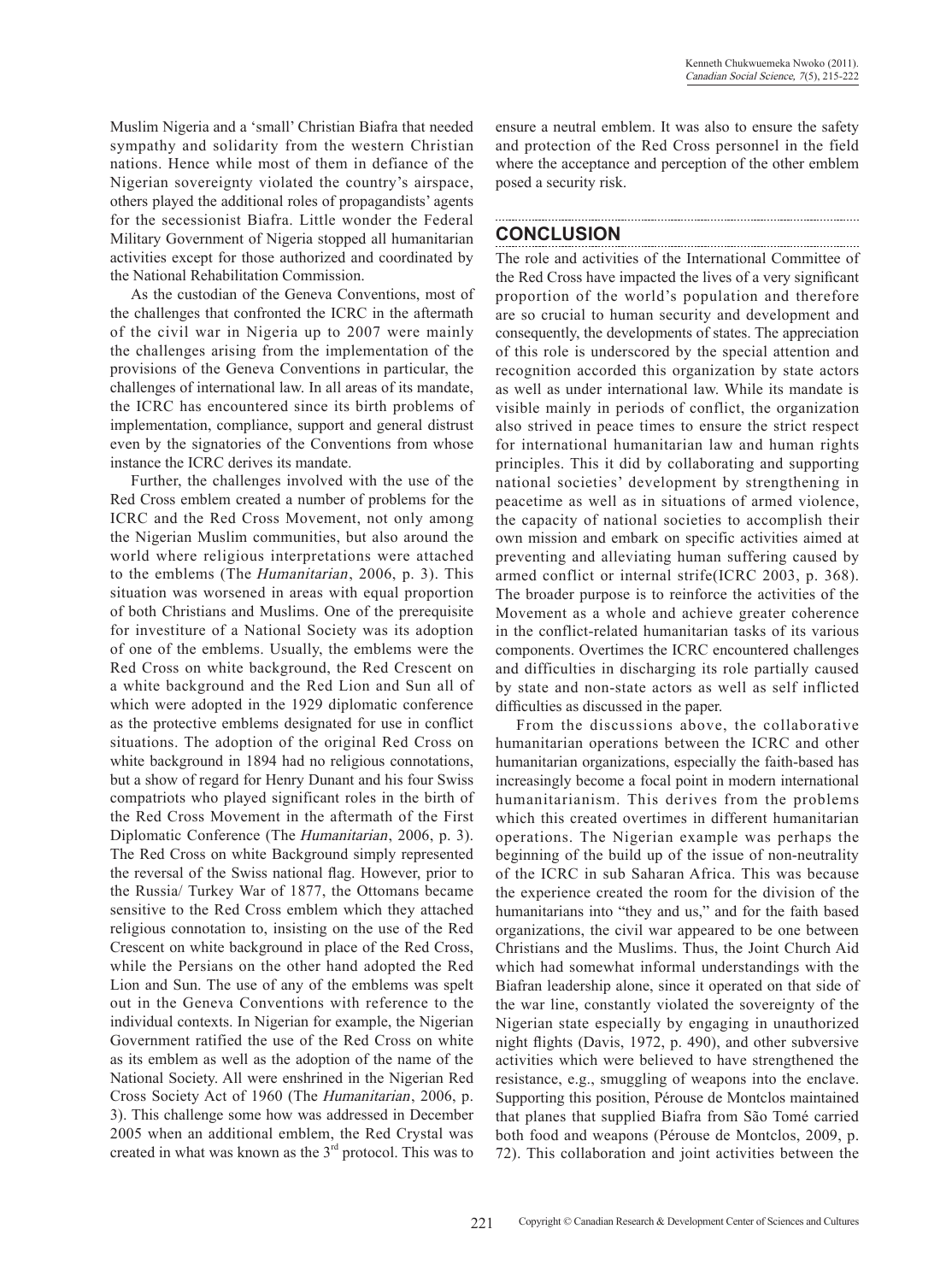Muslim Nigeria and a 'small' Christian Biafra that needed sympathy and solidarity from the western Christian nations. Hence while most of them in defiance of the Nigerian sovereignty violated the country's airspace, others played the additional roles of propagandists' agents for the secessionist Biafra. Little wonder the Federal Military Government of Nigeria stopped all humanitarian activities except for those authorized and coordinated by the National Rehabilitation Commission.

As the custodian of the Geneva Conventions, most of the challenges that confronted the ICRC in the aftermath of the civil war in Nigeria up to 2007 were mainly the challenges arising from the implementation of the provisions of the Geneva Conventions in particular, the challenges of international law. In all areas of its mandate, the ICRC has encountered since its birth problems of implementation, compliance, support and general distrust even by the signatories of the Conventions from whose instance the ICRC derives its mandate.

Further, the challenges involved with the use of the Red Cross emblem created a number of problems for the ICRC and the Red Cross Movement, not only among the Nigerian Muslim communities, but also around the world where religious interpretations were attached to the emblems (The *Humanitarian*, 2006, p. 3). This situation was worsened in areas with equal proportion of both Christians and Muslims. One of the prerequisite for investiture of a National Society was its adoption of one of the emblems. Usually, the emblems were the Red Cross on white background, the Red Crescent on a white background and the Red Lion and Sun all of which were adopted in the 1929 diplomatic conference as the protective emblems designated for use in conflict situations. The adoption of the original Red Cross on white background in 1894 had no religious connotations, but a show of regard for Henry Dunant and his four Swiss compatriots who played significant roles in the birth of the Red Cross Movement in the aftermath of the First Diplomatic Conference (The *Humanitarian*, 2006, p. 3). The Red Cross on white Background simply represented the reversal of the Swiss national flag. However, prior to the Russia/ Turkey War of 1877, the Ottomans became sensitive to the Red Cross emblem which they attached religious connotation to, insisting on the use of the Red Crescent on white background in place of the Red Cross, while the Persians on the other hand adopted the Red Lion and Sun. The use of any of the emblems was spelt out in the Geneva Conventions with reference to the individual contexts. In Nigerian for example, the Nigerian Government ratified the use of the Red Cross on white as its emblem as well as the adoption of the name of the National Society. All were enshrined in the Nigerian Red Cross Society Act of 1960 (The *Humanitarian*, 2006, p. 3). This challenge some how was addressed in December 2005 when an additional emblem, the Red Crystal was created in what was known as the 3rd protocol. This was to ensure a neutral emblem. It was also to ensure the safety and protection of the Red Cross personnel in the field where the acceptance and perception of the other emblem posed a security risk.

## CONCLUSION

The role and activities of the International Committee of the Red Cross have impacted the lives of a very significant proportion of the world's population and therefore are so crucial to human security and development and consequently, the developments of states. The appreciation of this role is underscored by the special attention and recognition accorded this organization by state actors as well as under international law. While its mandate is visible mainly in periods of conflict, the organization also strived in peace times to ensure the strict respect for international humanitarian law and human rights principles. This it did by collaborating and supporting national societies' development by strengthening in peacetime as well as in situations of armed violence, the capacity of national societies to accomplish their own mission and embark on specific activities aimed at preventing and alleviating human suffering caused by armed conflict or internal strife(ICRC 2003, p. 368). The broader purpose is to reinforce the activities of the Movement as a whole and achieve greater coherence in the conflict-related humanitarian tasks of its various components. Overtimes the ICRC encountered challenges and difficulties in discharging its role partially caused by state and non-state actors as well as self inflicted difficulties as discussed in the paper.

From the discussions above, the collaborative humanitarian operations between the ICRC and other humanitarian organizations, especially the faith-based has increasingly become a focal point in modern international humanitarianism. This derives from the problems which this created overtimes in different humanitarian operations. The Nigerian example was perhaps the beginning of the build up of the issue of non-neutrality of the ICRC in sub Saharan Africa. This was because the experience created the room for the division of the humanitarians into "they and us," and for the faith based organizations, the civil war appeared to be one between Christians and the Muslims. Thus, the Joint Church Aid which had somewhat informal understandings with the Biafran leadership alone, since it operated on that side of the war line, constantly violated the sovereignty of the Nigerian state especially by engaging in unauthorized night flights (Davis, 1972, p. 490), and other subversive activities which were believed to have strengthened the resistance, e.g., smuggling of weapons into the enclave. Supporting this position, Pérouse de Montclos maintained that planes that supplied Biafra from São Tomé carried both food and weapons (Pérouse de Montclos, 2009, p. 72). This collaboration and joint activities between the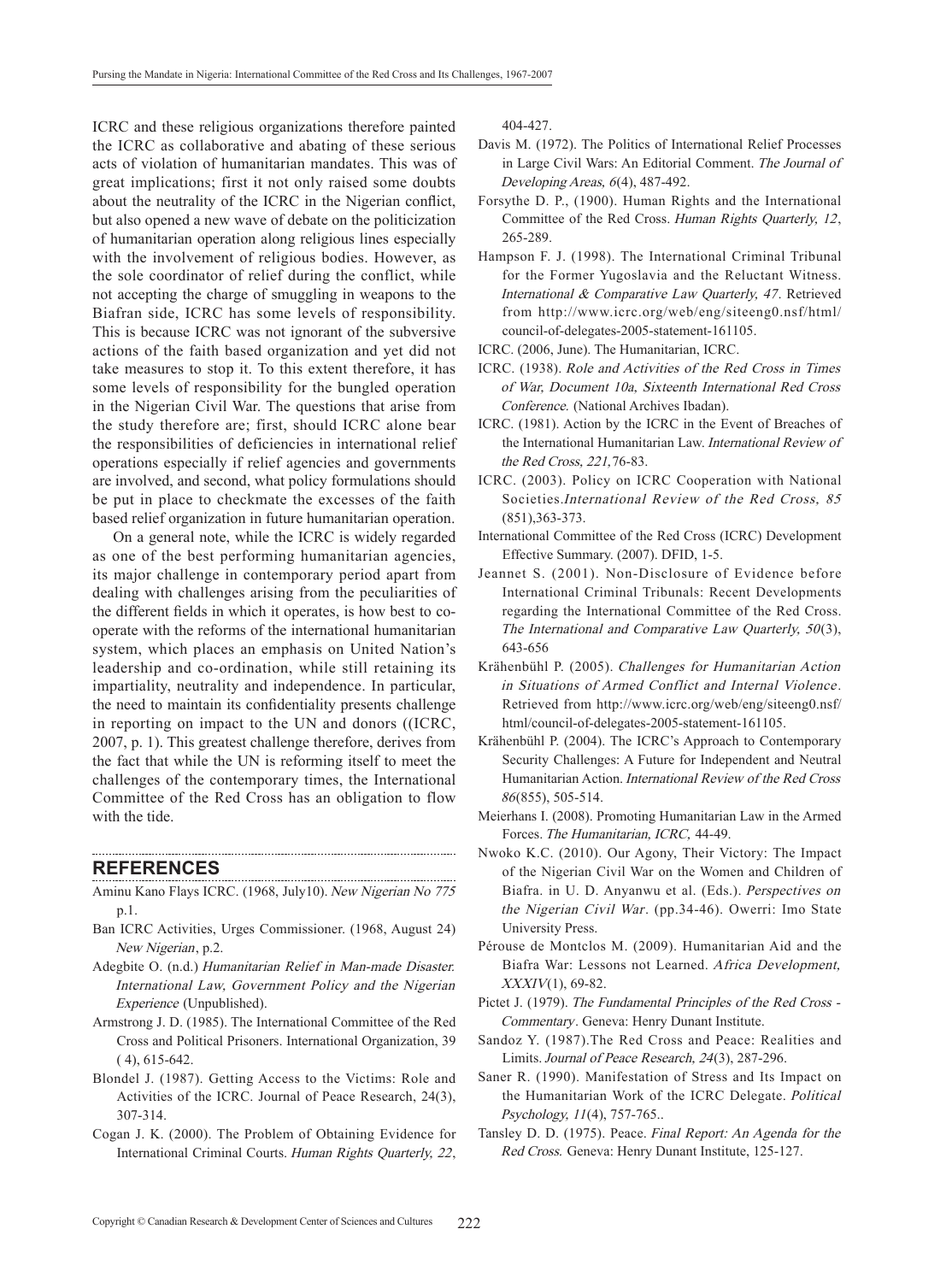ICRC and these religious organizations therefore painted the ICRC as collaborative and abating of these serious acts of violation of humanitarian mandates. This was of great implications; first it not only raised some doubts about the neutrality of the ICRC in the Nigerian conflict, but also opened a new wave of debate on the politicization of humanitarian operation along religious lines especially with the involvement of religious bodies. However, as the sole coordinator of relief during the conflict, while not accepting the charge of smuggling in weapons to the Biafran side, ICRC has some levels of responsibility. This is because ICRC was not ignorant of the subversive actions of the faith based organization and yet did not take measures to stop it. To this extent therefore, it has some levels of responsibility for the bungled operation in the Nigerian Civil War. The questions that arise from the study therefore are; first, should ICRC alone bear the responsibilities of deficiencies in international relief operations especially if relief agencies and governments are involved, and second, what policy formulations should be put in place to checkmate the excesses of the faith based relief organization in future humanitarian operation.

On a general note, while the ICRC is widely regarded as one of the best performing humanitarian agencies, its major challenge in contemporary period apart from dealing with challenges arising from the peculiarities of the different fields in which it operates, is how best to co-operate with the reforms of the international humanitarian system, which places an emphasis on United Nation's leadership and co-ordination, while still retaining its impartiality, neutrality and independence. In particular, the need to maintain its confidentiality presents challenge in reporting on impact to the UN and donors ((ICRC, 2007, p. 1). This greatest challenge therefore, derives from the fact that while the UN is reforming itself to meet the challenges of the contemporary times, the International Committee of the Red Cross has an obligation to flow with the tide.

## REFERENCES

Aminu Kano Flays ICRC. (1968, July10). *New Nigerian No 775* p.1.

Ban ICRC Activities, Urges Commissioner. (1968, August 24) *New Nigerian*, p.2.

Adegbite O. (n.d.) *Humanitarian Relief in Man-made Disaster. International Law, Government Policy and the Nigerian Experience* (Unpublished).

Armstrong J. D. (1985). The International Committee of the Red Cross and Political Prisoners. International Organization, 39 ( 4), 615-642.

Blondel J. (1987). Getting Access to the Victims: Role and Activities of the ICRC. Journal of Peace Research, 24(3), 307-314.

Cogan J. K. (2000). The Problem of Obtaining Evidence for International Criminal Courts. *Human Rights Quarterly, 22*, 404-427.

Davis M. (1972). The Politics of International Relief Processes in Large Civil Wars: An Editorial Comment. *The Journal of Developing Areas, 6*(4), 487-492.

Forsythe D. P., (1900). Human Rights and the International Committee of the Red Cross. *Human Rights Quarterly, 12*, 265-289.

Hampson F. J. (1998). The International Criminal Tribunal for the Former Yugoslavia and the Reluctant Witness. *International & Comparative Law Quarterly, 47*. Retrieved from http://www.icrc.org/web/eng/siteeng0.nsf/html/council-of-delegates-2005-statement-161105.

ICRC. (2006, June). The Humanitarian, ICRC.

ICRC. (1938). *Role and Activities of the Red Cross in Times of War, Document 10a, Sixteenth International Red Cross Conference.* (National Archives Ibadan).

ICRC. (1981). Action by the ICRC in the Event of Breaches of the International Humanitarian Law. *International Review of the Red Cross, 221,*76-83.

ICRC. (2003). Policy on ICRC Cooperation with National Societies.*International Review of the Red Cross, 85* (851),363-373.

International Committee of the Red Cross (ICRC) Development Effective Summary. (2007). DFID, 1-5.

Jeannet S. (2001). Non-Disclosure of Evidence before International Criminal Tribunals: Recent Developments regarding the International Committee of the Red Cross. *The International and Comparative Law Quarterly, 50*(3), 643-656

Krähenbühl P. (2005). *Challenges for Humanitarian Action in Situations of Armed Conflict and Internal Violence*. Retrieved from http://www.icrc.org/web/eng/siteeng0.nsf/html/council-of-delegates-2005-statement-161105.

Krähenbühl P. (2004). The ICRC's Approach to Contemporary Security Challenges: A Future for Independent and Neutral Humanitarian Action. *International Review of the Red Cross 86*(855), 505-514.

Meierhans I. (2008). Promoting Humanitarian Law in the Armed Forces. *The Humanitarian, ICRC,* 44-49.

Nwoko K.C. (2010). Our Agony, Their Victory: The Impact of the Nigerian Civil War on the Women and Children of Biafra. in U. D. Anyanwu et al. (Eds.). *Perspectives on the Nigerian Civil War*. (pp.34-46). Owerri: Imo State University Press.

Pérouse de Montclos M. (2009). Humanitarian Aid and the Biafra War: Lessons not Learned. *Africa Development, XXXIV*(1), 69-82.

Pictet J. (1979). *The Fundamental Principles of the Red Cross - Commentary*. Geneva: Henry Dunant Institute.

Sandoz Y. (1987).The Red Cross and Peace: Realities and Limits. *Journal of Peace Research, 24*(3), 287-296.

Saner R. (1990). Manifestation of Stress and Its Impact on the Humanitarian Work of the ICRC Delegate. *Political Psychology, 11*(4), 757-765..

Tansley D. D. (1975). Peace. *Final Report: An Agenda for the Red Cross.* Geneva: Henry Dunant Institute, 125-127.